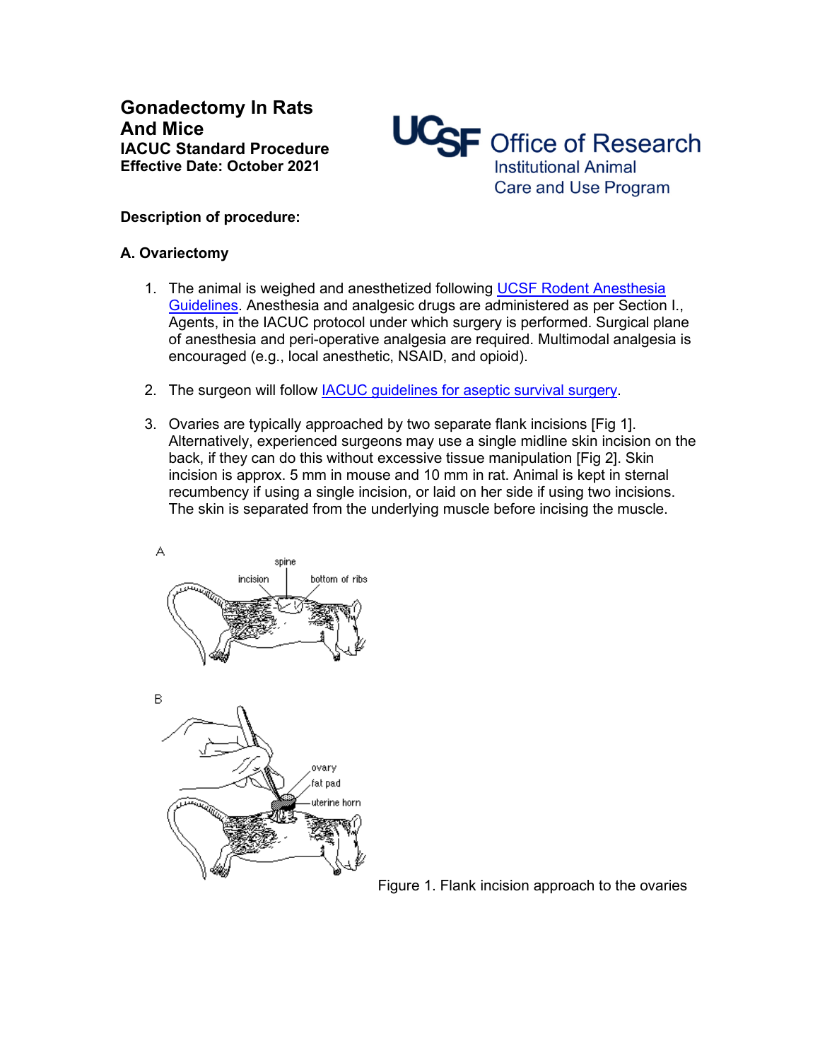# Gonadectomy In Rats And Mice

**IACUC Standard Procedure**
**Effective Date: October 2021**

UCSF Office of Research
Institutional Animal Care and Use Program

**Description of procedure:**

## A. Ovariectomy

1. The animal is weighed and anesthetized following UCSF Rodent Anesthesia Guidelines. Anesthesia and analgesic drugs are administered as per Section I., Agents, in the IACUC protocol under which surgery is performed. Surgical plane of anesthesia and peri-operative analgesia are required. Multimodal analgesia is encouraged (e.g., local anesthetic, NSAID, and opioid).

2. The surgeon will follow IACUC guidelines for aseptic survival surgery.

3. Ovaries are typically approached by two separate flank incisions [Fig 1]. Alternatively, experienced surgeons may use a single midline skin incision on the back, if they can do this without excessive tissue manipulation [Fig 2]. Skin incision is approx. 5 mm in mouse and 10 mm in rat. Animal is kept in sternal recumbency if using a single incision, or laid on her side if using two incisions. The skin is separated from the underlying muscle before incising the muscle.

Figure 1. Flank incision approach to the ovaries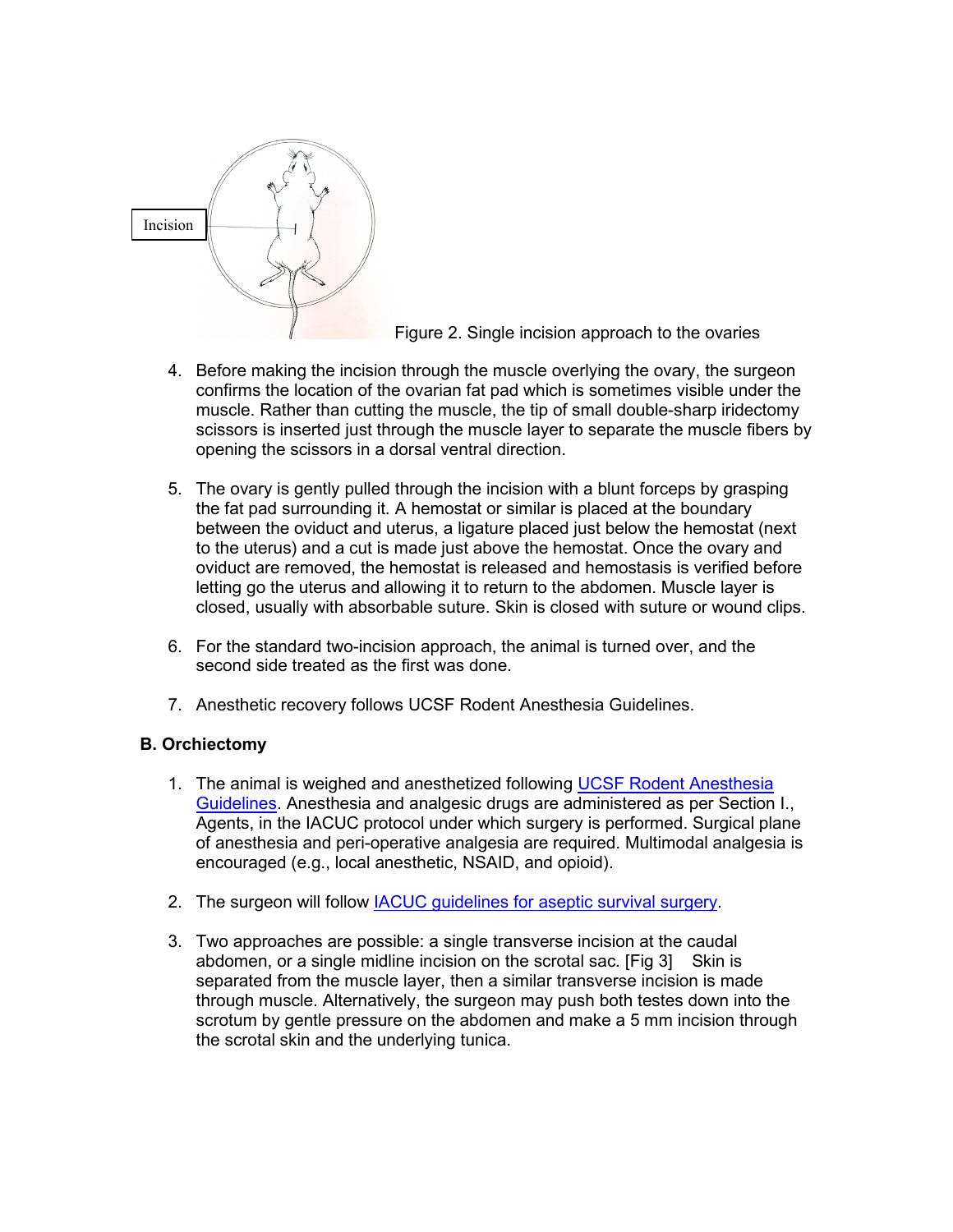Incision

Figure 2. Single incision approach to the ovaries

4. Before making the incision through the muscle overlying the ovary, the surgeon confirms the location of the ovarian fat pad which is sometimes visible under the muscle. Rather than cutting the muscle, the tip of small double-sharp iridectomy scissors is inserted just through the muscle layer to separate the muscle fibers by opening the scissors in a dorsal ventral direction.

5. The ovary is gently pulled through the incision with a blunt forceps by grasping the fat pad surrounding it. A hemostat or similar is placed at the boundary between the oviduct and uterus, a ligature placed just below the hemostat (next to the uterus) and a cut is made just above the hemostat. Once the ovary and oviduct are removed, the hemostat is released and hemostasis is verified before letting go the uterus and allowing it to return to the abdomen. Muscle layer is closed, usually with absorbable suture. Skin is closed with suture or wound clips.

6. For the standard two-incision approach, the animal is turned over, and the second side treated as the first was done.

7. Anesthetic recovery follows UCSF Rodent Anesthesia Guidelines.

### B. Orchiectomy

1. The animal is weighed and anesthetized following [UCSF Rodent Anesthesia Guidelines](). Anesthesia and analgesic drugs are administered as per Section I., Agents, in the IACUC protocol under which surgery is performed. Surgical plane of anesthesia and peri-operative analgesia are required. Multimodal analgesia is encouraged (e.g., local anesthetic, NSAID, and opioid).

2. The surgeon will follow [IACUC guidelines for aseptic survival surgery]().

3. Two approaches are possible: a single transverse incision at the caudal abdomen, or a single midline incision on the scrotal sac. [Fig 3] Skin is separated from the muscle layer, then a similar transverse incision is made through muscle. Alternatively, the surgeon may push both testes down into the scrotum by gentle pressure on the abdomen and make a 5 mm incision through the scrotal skin and the underlying tunica.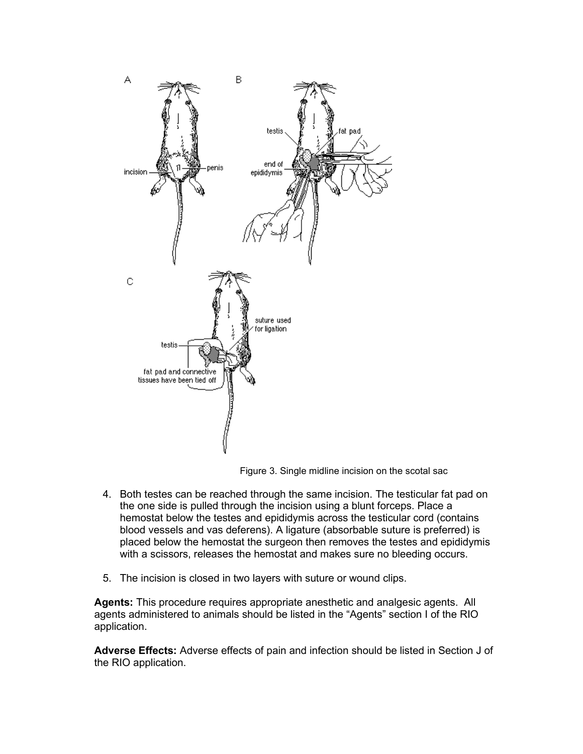A

incision

penis

B

testis

fat pad

end of epididymis

C

suture used for ligation

testis

fat pad and connective tissues have been tied off

Figure 3. Single midline incision on the scotal sac

4. Both testes can be reached through the same incision. The testicular fat pad on the one side is pulled through the incision using a blunt forceps. Place a hemostat below the testes and epididymis across the testicular cord (contains blood vessels and vas deferens). A ligature (absorbable suture is preferred) is placed below the hemostat the surgeon then removes the testes and epididymis with a scissors, releases the hemostat and makes sure no bleeding occurs.

5. The incision is closed in two layers with suture or wound clips.

**Agents:** This procedure requires appropriate anesthetic and analgesic agents. All agents administered to animals should be listed in the "Agents" section I of the RIO application.

**Adverse Effects:** Adverse effects of pain and infection should be listed in Section J of the RIO application.